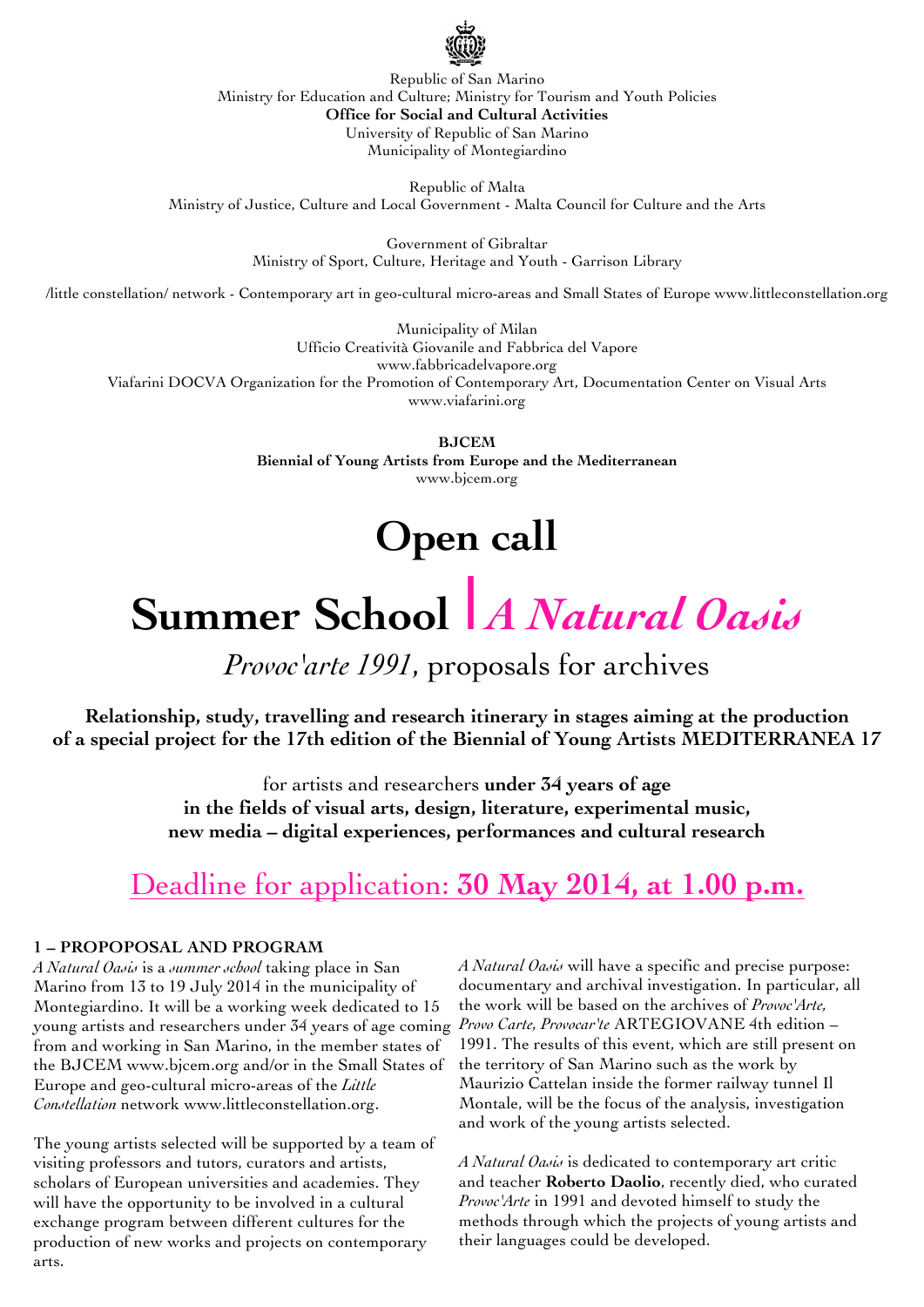Republic of San Marino
Ministry for Education and Culture; Ministry for Tourism and Youth Policies
**Office for Social and Cultural Activities**
University of Republic of San Marino
Municipality of Montegiardino

Republic of Malta
Ministry of Justice, Culture and Local Government - Malta Council for Culture and the Arts

Government of Gibraltar
Ministry of Sport, Culture, Heritage and Youth - Garrison Library

/little constellation/ network - Contemporary art in geo-cultural micro-areas and Small States of Europe www.littleconstellation.org

Municipality of Milan
Ufficio Creatività Giovanile and Fabbrica del Vapore
www.fabbricadelvapore.org
Viafarini DOCVA Organization for the Promotion of Contemporary Art, Documentation Center on Visual Arts
www.viafarini.org

**BJCEM**
**Biennial of Young Artists from Europe and the Mediterranean**
www.bjcem.org

# Open call

# Summer School | *A Natural Oasis*

## *Provoc'arte 1991*, proposals for archives

**Relationship, study, travelling and research itinerary in stages aiming at the production of a special project for the 17th edition of the Biennial of Young Artists MEDITERRANEA 17**

for artists and researchers **under 34 years of age in the fields of visual arts, design, literature, experimental music, new media – digital experiences, performances and cultural research**

## Deadline for application: **30 May 2014, at 1.00 p.m.**

### 1 – PROPOPOSAL AND PROGRAM

*A Natural Oasis* is a *summer school* taking place in San Marino from 13 to 19 July 2014 in the municipality of Montegiardino. It will be a working week dedicated to 15 young artists and researchers under 34 years of age coming from and working in San Marino, in the member states of the BJCEM www.bjcem.org and/or in the Small States of Europe and geo-cultural micro-areas of the *Little Constellation* network www.littleconstellation.org.

The young artists selected will be supported by a team of visiting professors and tutors, curators and artists, scholars of European universities and academies. They will have the opportunity to be involved in a cultural exchange program between different cultures for the production of new works and projects on contemporary arts.

*A Natural Oasis* will have a specific and precise purpose: documentary and archival investigation. In particular, all the work will be based on the archives of *Provoc'Arte, Provo Carte, Provocar'te* ARTEGIOVANE 4th edition – 1991. The results of this event, which are still present on the territory of San Marino such as the work by Maurizio Cattelan inside the former railway tunnel Il Montale, will be the focus of the analysis, investigation and work of the young artists selected.

*A Natural Oasis* is dedicated to contemporary art critic and teacher **Roberto Daolio**, recently died, who curated *Provoc'Arte* in 1991 and devoted himself to study the methods through which the projects of young artists and their languages could be developed.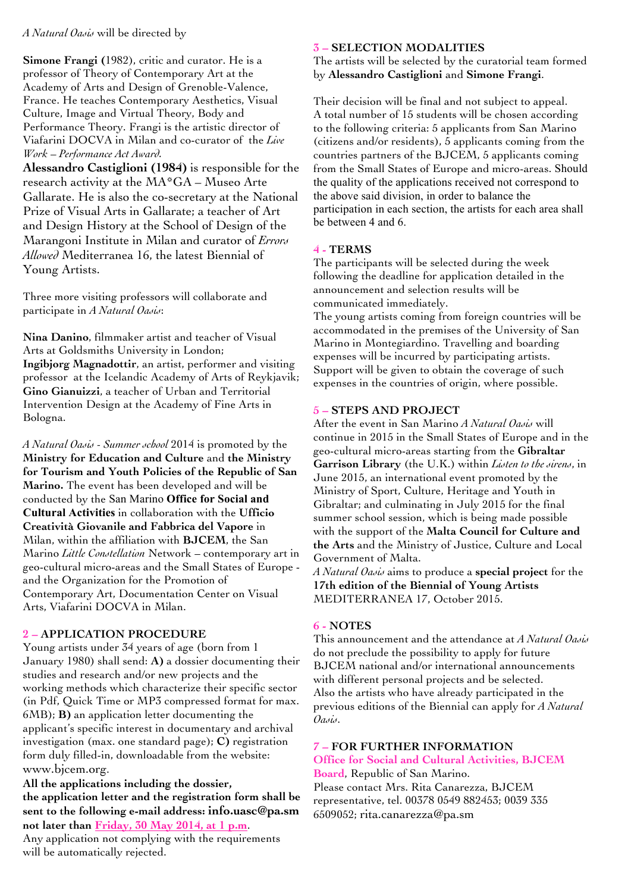*A Natural Oasis* will be directed by

**Simone Frangi (**1982), critic and curator. He is a professor of Theory of Contemporary Art at the Academy of Arts and Design of Grenoble-Valence, France. He teaches Contemporary Aesthetics, Visual Culture, Image and Virtual Theory, Body and Performance Theory. Frangi is the artistic director of Viafarini DOCVA in Milan and co-curator of the *Live Work – Performance Act Award*.

**Alessandro Castiglioni (1984)** is responsible for the research activity at the MA*GA – Museo Arte Gallarate. He is also the co-secretary at the National Prize of Visual Arts in Gallarate; a teacher of Art and Design History at the School of Design of the Marangoni Institute in Milan and curator of *Errors Allowed* Mediterranea 16, the latest Biennial of Young Artists.

Three more visiting professors will collaborate and participate in *A Natural Oasis*:

**Nina Danino**, filmmaker artist and teacher of Visual Arts at Goldsmiths University in London;
**Ingibjorg Magnadottir**, an artist, performer and visiting professor at the Icelandic Academy of Arts of Reykjavik;
**Gino Gianuizzi**, a teacher of Urban and Territorial Intervention Design at the Academy of Fine Arts in Bologna.

*A Natural Oasis - Summer school* 2014 is promoted by the **Ministry for Education and Culture** and **the Ministry for Tourism and Youth Policies of the Republic of San Marino.** The event has been developed and will be conducted by the San Marino **Office for Social and Cultural Activities** in collaboration with the **Ufficio Creatività Giovanile and Fabbrica del Vapore** in Milan, within the affiliation with **BJCEM**, the San Marino *Little Constellation* Network – contemporary art in geo-cultural micro-areas and the Small States of Europe - and the Organization for the Promotion of Contemporary Art, Documentation Center on Visual Arts, Viafarini DOCVA in Milan.

## 2 – APPLICATION PROCEDURE

Young artists under 34 years of age (born from 1 January 1980) shall send: **A)** a dossier documenting their studies and research and/or new projects and the working methods which characterize their specific sector (in Pdf, Quick Time or MP3 compressed format for max. 6MB); **B)** an application letter documenting the applicant's specific interest in documentary and archival investigation (max. one standard page); **C)** registration form duly filled-in, downloadable from the website: www.bjcem.org.

**All the applications including the dossier, the application letter and the registration form shall be sent to the following e-mail address: info.uasc@pa.sm not later than Friday, 30 May 2014, at 1 p.m.**

Any application not complying with the requirements will be automatically rejected.

## 3 – SELECTION MODALITIES

The artists will be selected by the curatorial team formed by **Alessandro Castiglioni** and **Simone Frangi**.

Their decision will be final and not subject to appeal. A total number of 15 students will be chosen according to the following criteria: 5 applicants from San Marino (citizens and/or residents), 5 applicants coming from the countries partners of the BJCEM, 5 applicants coming from the Small States of Europe and micro-areas. Should the quality of the applications received not correspond to the above said division, in order to balance the participation in each section, the artists for each area shall be between 4 and 6.

## 4 - TERMS

The participants will be selected during the week following the deadline for application detailed in the announcement and selection results will be communicated immediately.

The young artists coming from foreign countries will be accommodated in the premises of the University of San Marino in Montegiardino. Travelling and boarding expenses will be incurred by participating artists. Support will be given to obtain the coverage of such expenses in the countries of origin, where possible.

## 5 – STEPS AND PROJECT

After the event in San Marino *A Natural Oasis* will continue in 2015 in the Small States of Europe and in the geo-cultural micro-areas starting from the **Gibraltar Garrison Library** (the U.K.) within *Listen to the sirens*, in June 2015, an international event promoted by the Ministry of Sport, Culture, Heritage and Youth in Gibraltar; and culminating in July 2015 for the final summer school session, which is being made possible with the support of the **Malta Council for Culture and the Arts** and the Ministry of Justice, Culture and Local Government of Malta.

*A Natural Oasis* aims to produce a **special project** for the **17th edition of the Biennial of Young Artists** MEDITERRANEA 17, October 2015.

## 6 - NOTES

This announcement and the attendance at *A Natural Oasis* do not preclude the possibility to apply for future BJCEM national and/or international announcements with different personal projects and be selected.

Also the artists who have already participated in the previous editions of the Biennial can apply for *A Natural Oasis*.

## 7 – FOR FURTHER INFORMATION

**Office for Social and Cultural Activities, BJCEM Board**, Republic of San Marino.

Please contact Mrs. Rita Canarezza, BJCEM representative, tel. 00378 0549 882453; 0039 335 6509052; rita.canarezza@pa.sm